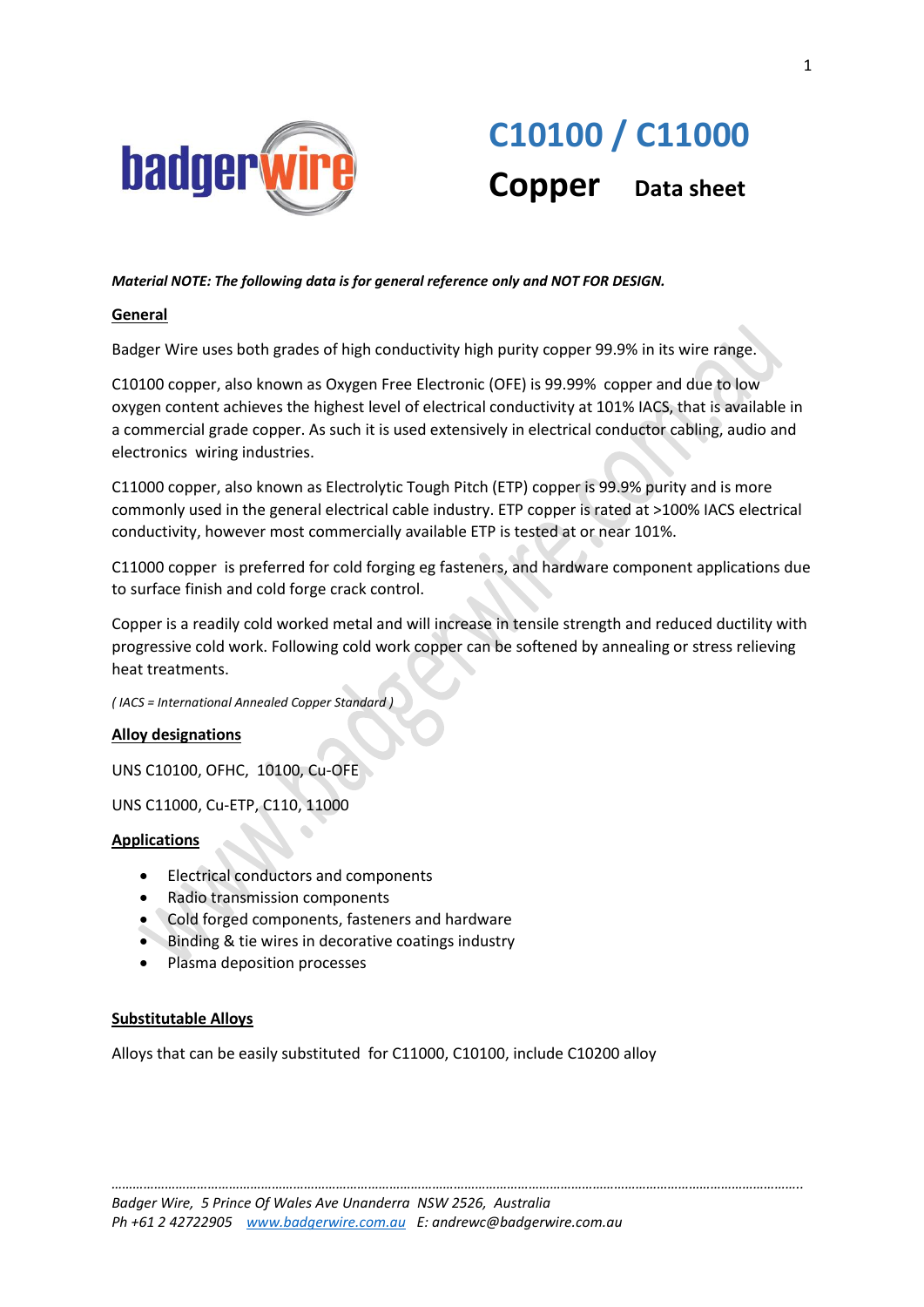# C10100 / C11000

## Copper Data sheet

***Material NOTE: The following data is for general reference only and NOT FOR DESIGN.***

**General**

Badger Wire uses both grades of high conductivity high purity copper 99.9% in its wire range.

C10100 copper, also known as Oxygen Free Electronic (OFE) is 99.99% copper and due to low oxygen content achieves the highest level of electrical conductivity at 101% IACS, that is available in a commercial grade copper. As such it is used extensively in electrical conductor cabling, audio and electronics wiring industries.

C11000 copper, also known as Electrolytic Tough Pitch (ETP) copper is 99.9% purity and is more commonly used in the general electrical cable industry. ETP copper is rated at >100% IACS electrical conductivity, however most commercially available ETP is tested at or near 101%.

C11000 copper is preferred for cold forging eg fasteners, and hardware component applications due to surface finish and cold forge crack control.

Copper is a readily cold worked metal and will increase in tensile strength and reduced ductility with progressive cold work. Following cold work copper can be softened by annealing or stress relieving heat treatments.

*( IACS = International Annealed Copper Standard )*

**Alloy designations**

UNS C10100, OFHC, 10100, Cu-OFE

UNS C11000, Cu-ETP, C110, 11000

**Applications**

- Electrical conductors and components
- Radio transmission components
- Cold forged components, fasteners and hardware
- Binding & tie wires in decorative coatings industry
- Plasma deposition processes

**Substitutable Alloys**

Alloys that can be easily substituted for C11000, C10100, include C10200 alloy

*Badger Wire, 5 Prince Of Wales Ave Unanderra NSW 2526, Australia*
*Ph +61 2 42722905 www.badgerwire.com.au E: andrewc@badgerwire.com.au*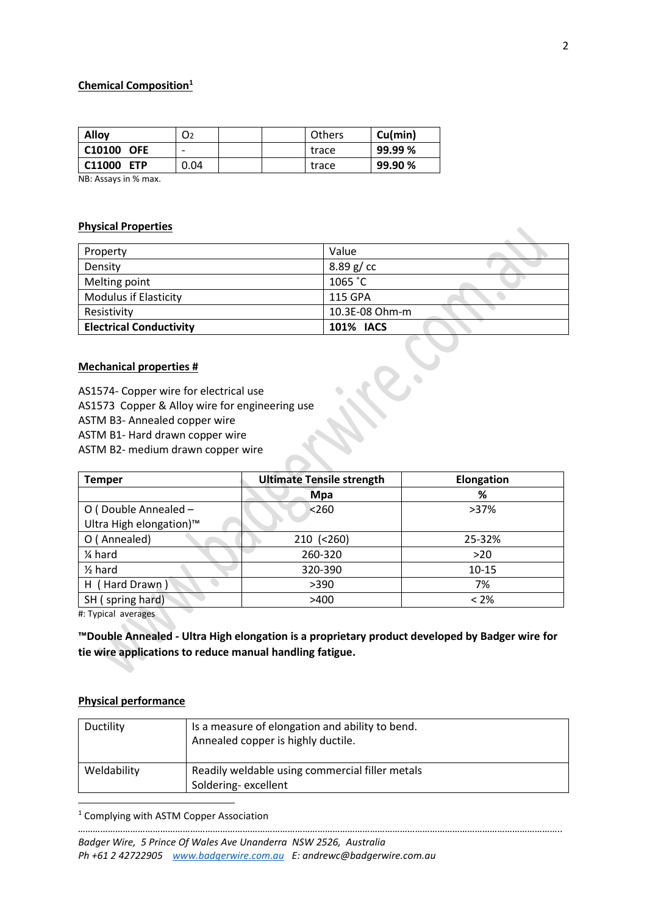## Chemical Composition[1]

| Alloy | $O_2$ | | | Others | Cu(min) |
|---|---|---|---|---|---|
| **C10100 OFE** | - | | | trace | **99.99 %** |
| **C11000 ETP** | 0.04 | | | trace | **99.90 %** |

NB: Assays in % max.

## Physical Properties

| Property | Value |
|---|---|
| Density | 8.89 g/ cc |
| Melting point | 1065 ˚C |
| Modulus if Elasticity | 115 GPA |
| Resistivity | 10.3E-08 Ohm-m |
| **Electrical Conductivity** | **101% IACS** |

## Mechanical properties #

AS1574- Copper wire for electrical use
AS1573 Copper & Alloy wire for engineering use
ASTM B3- Annealed copper wire
ASTM B1- Hard drawn copper wire
ASTM B2- medium drawn copper wire

| Temper | Ultimate Tensile strength | Elongation |
|---|---|---|
| | **Mpa** | **%** |
| O ( Double Annealed – Ultra High elongation)™ | <260 | >37% |
| O ( Annealed) | 210 (<260) | 25-32% |
| ¼ hard | 260-320 | >20 |
| ½ hard | 320-390 | 10-15 |
| H ( Hard Drawn ) | >390 | 7% |
| SH ( spring hard) | >400 | < 2% |

#: Typical averages

**™Double Annealed - Ultra High elongation is a proprietary product developed by Badger wire for tie wire applications to reduce manual handling fatigue.**

## Physical performance

| | |
|---|---|
| Ductility | Is a measure of elongation and ability to bend. Annealed copper is highly ductile. |
| Weldability | Readily weldable using commercial filler metals<br>Soldering- excellent |

[1] Complying with ASTM Copper Association

*Badger Wire, 5 Prince Of Wales Ave Unanderra NSW 2526, Australia*
*Ph +61 2 42722905 www.badgerwire.com.au E: andrewc@badgerwire.com.au*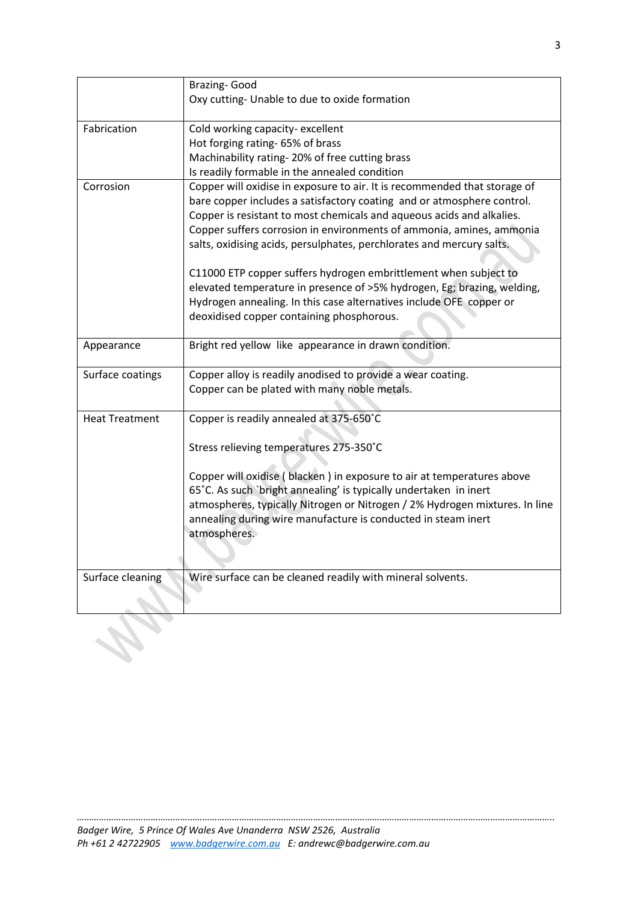| | |
|---|---|
| | Brazing- Good<br>Oxy cutting- Unable to due to oxide formation |
| Fabrication | Cold working capacity- excellent<br>Hot forging rating- 65% of brass<br>Machinability rating- 20% of free cutting brass<br>Is readily formable in the annealed condition |
| Corrosion | Copper will oxidise in exposure to air. It is recommended that storage of bare copper includes a satisfactory coating and or atmosphere control. Copper is resistant to most chemicals and aqueous acids and alkalies. Copper suffers corrosion in environments of ammonia, amines, ammonia salts, oxidising acids, persulphates, perchlorates and mercury salts.<br><br>C11000 ETP copper suffers hydrogen embrittlement when subject to elevated temperature in presence of >5% hydrogen, Eg; brazing, welding, Hydrogen annealing. In this case alternatives include OFE copper or deoxidised copper containing phosphorous. |
| Appearance | Bright red yellow like appearance in drawn condition. |
| Surface coatings | Copper alloy is readily anodised to provide a wear coating.<br>Copper can be plated with many noble metals. |
| Heat Treatment | Copper is readily annealed at 375-650˚C<br><br>Stress relieving temperatures 275-350˚C<br><br>Copper will oxidise ( blacken ) in exposure to air at temperatures above 65˚C. As such `bright annealing' is typically undertaken in inert atmospheres, typically Nitrogen or Nitrogen / 2% Hydrogen mixtures. In line annealing during wire manufacture is conducted in steam inert atmospheres. |
| Surface cleaning | Wire surface can be cleaned readily with mineral solvents. |

*Badger Wire, 5 Prince Of Wales Ave Unanderra NSW 2526, Australia*
*Ph +61 2 42722905 www.badgerwire.com.au E: andrewc@badgerwire.com.au*